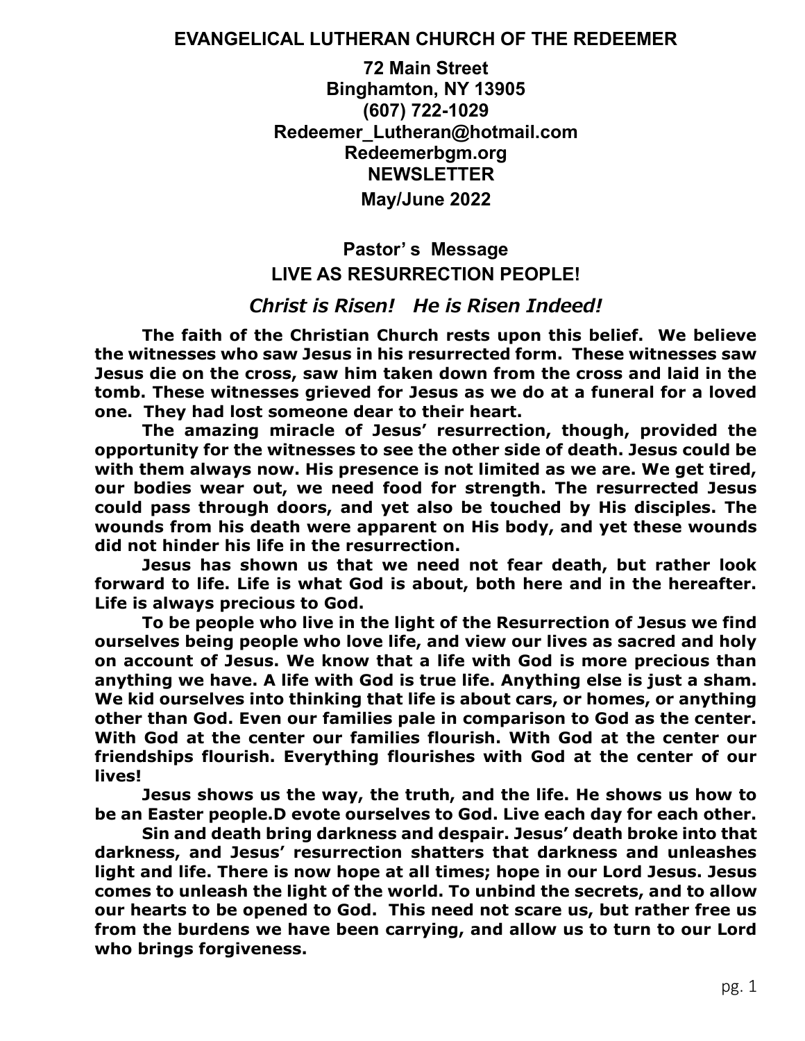# EVANGELICAL LUTHERAN CHURCH OF THE REDEEMER

**72 Main Street**
**Binghamton, NY 13905**
**(607) 722-1029**
**Redeemer_Lutheran@hotmail.com**
**Redeemerbgm.org**

**NEWSLETTER**

**May/June 2022**

## Pastor' s Message

## LIVE AS RESURRECTION PEOPLE!

### *Christ is Risen! He is Risen Indeed!*

**The faith of the Christian Church rests upon this belief. We believe the witnesses who saw Jesus in his resurrected form. These witnesses saw Jesus die on the cross, saw him taken down from the cross and laid in the tomb. These witnesses grieved for Jesus as we do at a funeral for a loved one. They had lost someone dear to their heart.**

**The amazing miracle of Jesus' resurrection, though, provided the opportunity for the witnesses to see the other side of death. Jesus could be with them always now. His presence is not limited as we are. We get tired, our bodies wear out, we need food for strength. The resurrected Jesus could pass through doors, and yet also be touched by His disciples. The wounds from his death were apparent on His body, and yet these wounds did not hinder his life in the resurrection.**

**Jesus has shown us that we need not fear death, but rather look forward to life. Life is what God is about, both here and in the hereafter. Life is always precious to God.**

**To be people who live in the light of the Resurrection of Jesus we find ourselves being people who love life, and view our lives as sacred and holy on account of Jesus. We know that a life with God is more precious than anything we have. A life with God is true life. Anything else is just a sham. We kid ourselves into thinking that life is about cars, or homes, or anything other than God. Even our families pale in comparison to God as the center. With God at the center our families flourish. With God at the center our friendships flourish. Everything flourishes with God at the center of our lives!**

**Jesus shows us the way, the truth, and the life. He shows us how to be an Easter people.D evote ourselves to God. Live each day for each other.**

**Sin and death bring darkness and despair. Jesus' death broke into that darkness, and Jesus' resurrection shatters that darkness and unleashes light and life. There is now hope at all times; hope in our Lord Jesus. Jesus comes to unleash the light of the world. To unbind the secrets, and to allow our hearts to be opened to God. This need not scare us, but rather free us from the burdens we have been carrying, and allow us to turn to our Lord who brings forgiveness.**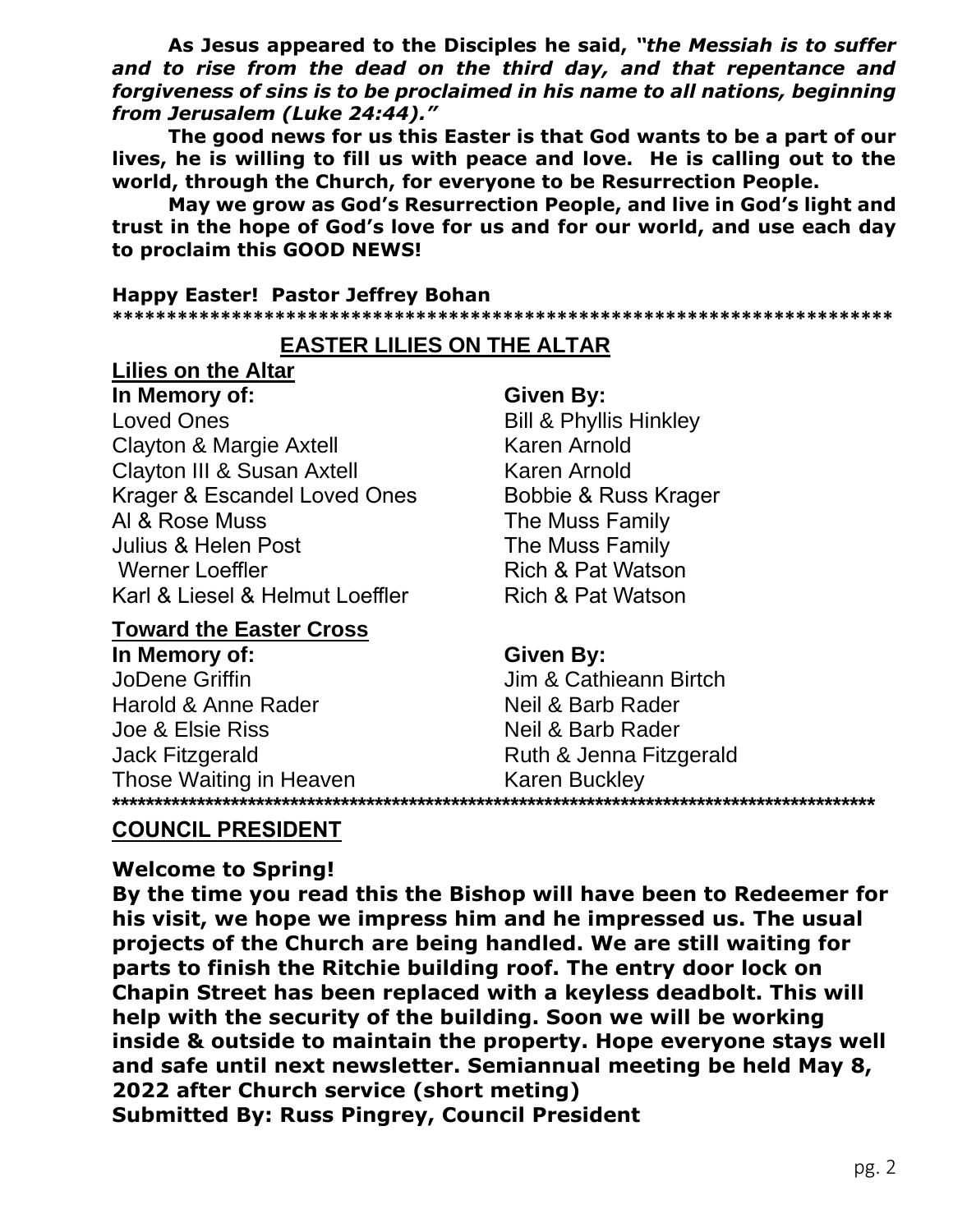**As Jesus appeared to the Disciples he said, *"the Messiah is to suffer and to rise from the dead on the third day, and that repentance and forgiveness of sins is to be proclaimed in his name to all nations, beginning from Jerusalem (Luke 24:44)."***

**The good news for us this Easter is that God wants to be a part of our lives, he is willing to fill us with peace and love. He is calling out to the world, through the Church, for everyone to be Resurrection People.**

**May we grow as God's Resurrection People, and live in God's light and trust in the hope of God's love for us and for our world, and use each day to proclaim this GOOD NEWS!**

**Happy Easter! Pastor Jeffrey Bohan**

**************************************************************************

## EASTER LILIES ON THE ALTAR

### Lilies on the Altar

| **In Memory of:** | **Given By:** |
|---|---|
| Loved Ones | Bill & Phyllis Hinkley |
| Clayton & Margie Axtell | Karen Arnold |
| Clayton III & Susan Axtell | Karen Arnold |
| Krager & Escandel Loved Ones | Bobbie & Russ Krager |
| Al & Rose Muss | The Muss Family |
| Julius & Helen Post | The Muss Family |
| Werner Loeffler | Rich & Pat Watson |
| Karl & Liesel & Helmut Loeffler | Rich & Pat Watson |

### Toward the Easter Cross

| **In Memory of:** | **Given By:** |
|---|---|
| JoDene Griffin | Jim & Cathieann Birtch |
| Harold & Anne Rader | Neil & Barb Rader |
| Joe & Elsie Riss | Neil & Barb Rader |
| Jack Fitzgerald | Ruth & Jenna Fitzgerald |
| Those Waiting in Heaven | Karen Buckley |

**************************************************************************

## COUNCIL PRESIDENT

**Welcome to Spring!**

**By the time you read this the Bishop will have been to Redeemer for his visit, we hope we impress him and he impressed us. The usual projects of the Church are being handled. We are still waiting for parts to finish the Ritchie building roof. The entry door lock on Chapin Street has been replaced with a keyless deadbolt. This will help with the security of the building. Soon we will be working inside & outside to maintain the property. Hope everyone stays well and safe until next newsletter. Semiannual meeting be held May 8, 2022 after Church service (short meting)**

**Submitted By: Russ Pingrey, Council President**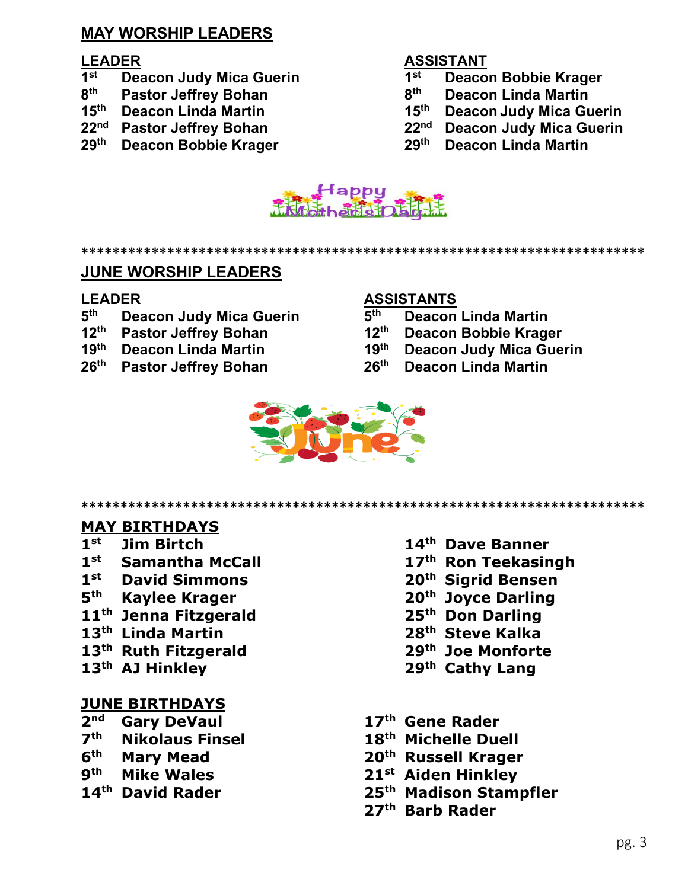## MAY WORSHIP LEADERS

| LEADER | | ASSISTANT | |
|---|---|---|---|
| 1st | Deacon Judy Mica Guerin | 1st | Deacon Bobbie Krager |
| 8th | Pastor Jeffrey Bohan | 8th | Deacon Linda Martin |
| 15th | Deacon Linda Martin | 15th | Deacon Judy Mica Guerin |
| 22nd | Pastor Jeffrey Bohan | 22nd | Deacon Judy Mica Guerin |
| 29th | Deacon Bobbie Krager | 29th | Deacon Linda Martin |

Happy Mother's Day

**************************************************************************

## JUNE WORSHIP LEADERS

| LEADER | | ASSISTANTS | |
|---|---|---|---|
| 5th | Deacon Judy Mica Guerin | 5th | Deacon Linda Martin |
| 12th | Pastor Jeffrey Bohan | 12th | Deacon Bobbie Krager |
| 19th | Deacon Linda Martin | 19th | Deacon Judy Mica Guerin |
| 26th | Pastor Jeffrey Bohan | 26th | Deacon Linda Martin |

June

**************************************************************************

## MAY BIRTHDAYS

- **1st** Jim Birtch
- **1st** Samantha McCall
- **1st** David Simmons
- **5th** Kaylee Krager
- **11th** Jenna Fitzgerald
- **13th** Linda Martin
- **13th** Ruth Fitzgerald
- **13th** AJ Hinkley
- **14th** Dave Banner
- **17th** Ron Teekasingh
- **20th** Sigrid Bensen
- **20th** Joyce Darling
- **25th** Don Darling
- **28th** Steve Kalka
- **29th** Joe Monforte
- **29th** Cathy Lang

## JUNE BIRTHDAYS

- **2nd** Gary DeVaul
- **7th** Nikolaus Finsel
- **6th** Mary Mead
- **9th** Mike Wales
- **14th** David Rader
- **17th** Gene Rader
- **18th** Michelle Duell
- **20th** Russell Krager
- **21st** Aiden Hinkley
- **25th** Madison Stampfler
- **27th** Barb Rader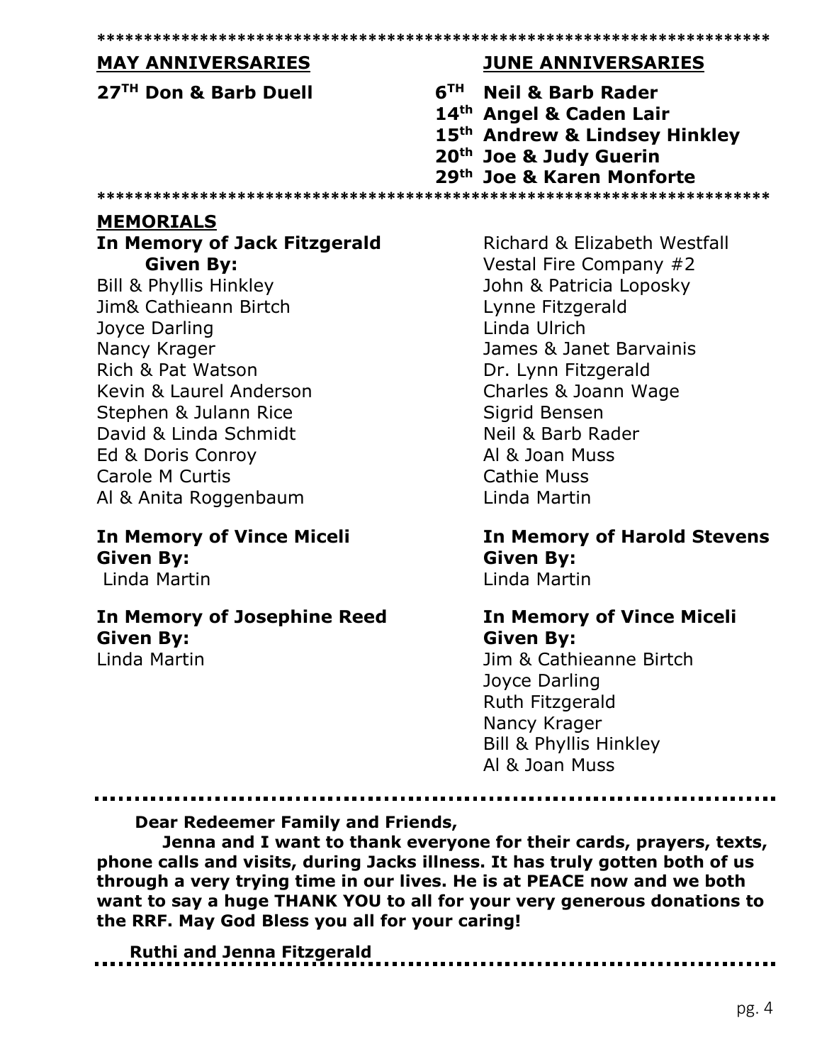*********************************************************************

## MAY ANNIVERSARIES

**27TH Don & Barb Duell**

## JUNE ANNIVERSARIES

**6TH Neil & Barb Rader**
**14th Angel & Caden Lair**
**15th Andrew & Lindsey Hinkley**
**20th Joe & Judy Guerin**
**29th Joe & Karen Monforte**

*********************************************************************

## MEMORIALS

**In Memory of Jack Fitzgerald**
**Given By:**

Bill & Phyllis Hinkley
Jim& Cathieann Birtch
Joyce Darling
Nancy Krager
Rich & Pat Watson
Kevin & Laurel Anderson
Stephen & Julann Rice
David & Linda Schmidt
Ed & Doris Conroy
Carole M Curtis
Al & Anita Roggenbaum
Richard & Elizabeth Westfall
Vestal Fire Company #2
John & Patricia Loposky
Lynne Fitzgerald
Linda Ulrich
James & Janet Barvainis
Dr. Lynn Fitzgerald
Charles & Joann Wage
Sigrid Bensen
Neil & Barb Rader
Al & Joan Muss
Cathie Muss
Linda Martin

**In Memory of Vince Miceli**
**Given By:**
Linda Martin

**In Memory of Josephine Reed**
**Given By:**
Linda Martin

**In Memory of Harold Stevens**
**Given By:**
Linda Martin

**In Memory of Vince Miceli**
**Given By:**
Jim & Cathieanne Birtch
Joyce Darling
Ruth Fitzgerald
Nancy Krager
Bill & Phyllis Hinkley
Al & Joan Muss

---

**Dear Redeemer Family and Friends,**

**Jenna and I want to thank everyone for their cards, prayers, texts, phone calls and visits, during Jacks illness. It has truly gotten both of us through a very trying time in our lives. He is at PEACE now and we both want to say a huge THANK YOU to all for your very generous donations to the RRF. May God Bless you all for your caring!**

**Ruthi and Jenna Fitzgerald**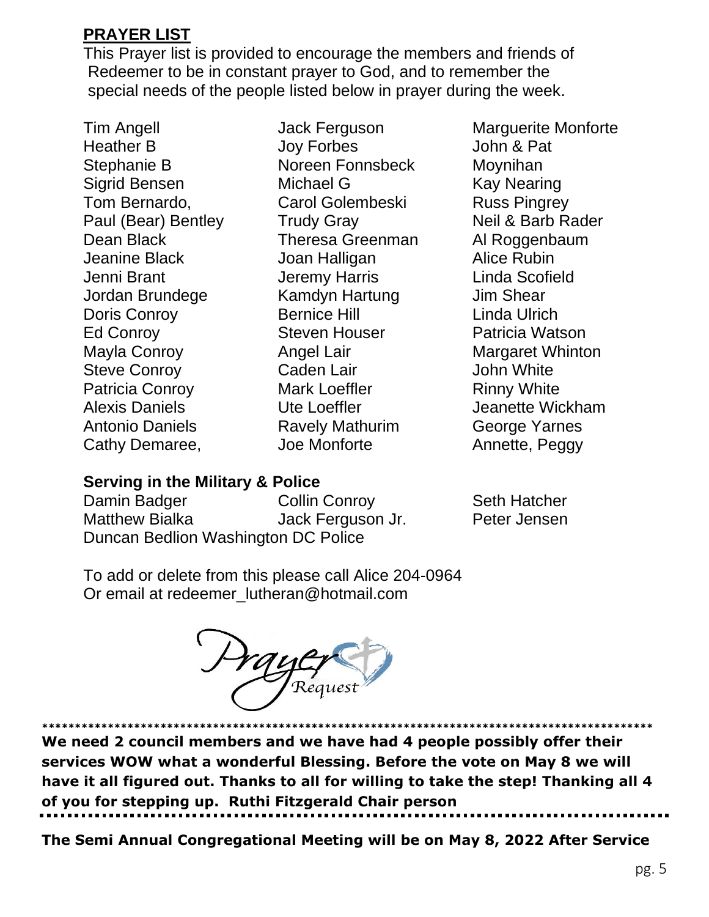**PRAYER LIST**

This Prayer list is provided to encourage the members and friends of Redeemer to be in constant prayer to God, and to remember the special needs of the people listed below in prayer during the week.

Tim Angell
Heather B
Stephanie B
Sigrid Bensen
Tom Bernardo,
Paul (Bear) Bentley
Dean Black
Jeanine Black
Jenni Brant
Jordan Brundege
Doris Conroy
Ed Conroy
Mayla Conroy
Steve Conroy
Patricia Conroy
Alexis Daniels
Antonio Daniels
Cathy Demaree,
Jack Ferguson
Joy Forbes
Noreen Fonnsbeck
Michael G
Carol Golembeski
Trudy Gray
Theresa Greenman
Joan Halligan
Jeremy Harris
Kamdyn Hartung
Bernice Hill
Steven Houser
Angel Lair
Caden Lair
Mark Loeffler
Ute Loeffler
Ravely Mathurim
Joe Monforte
Marguerite Monforte
John & Pat Moynihan
Kay Nearing
Russ Pingrey
Neil & Barb Rader
Al Roggenbaum
Alice Rubin
Linda Scofield
Jim Shear
Linda Ulrich
Patricia Watson
Margaret Whinton
John White
Rinny White
Jeanette Wickham
George Yarnes
Annette, Peggy

**Serving in the Military & Police**

Damin Badger
Matthew Bialka
Duncan Bedlion Washington DC Police
Collin Conroy
Jack Ferguson Jr.
Seth Hatcher
Peter Jensen

To add or delete from this please call Alice 204-0964
Or email at redeemer_lutheran@hotmail.com

Prayer Request

**************************************************************************************************

**We need 2 council members and we have had 4 people possibly offer their services WOW what a wonderful Blessing. Before the vote on May 8 we will have it all figured out. Thanks to all for willing to take the step! Thanking all 4 of you for stepping up. Ruthi Fitzgerald Chair person**

**The Semi Annual Congregational Meeting will be on May 8, 2022 After Service**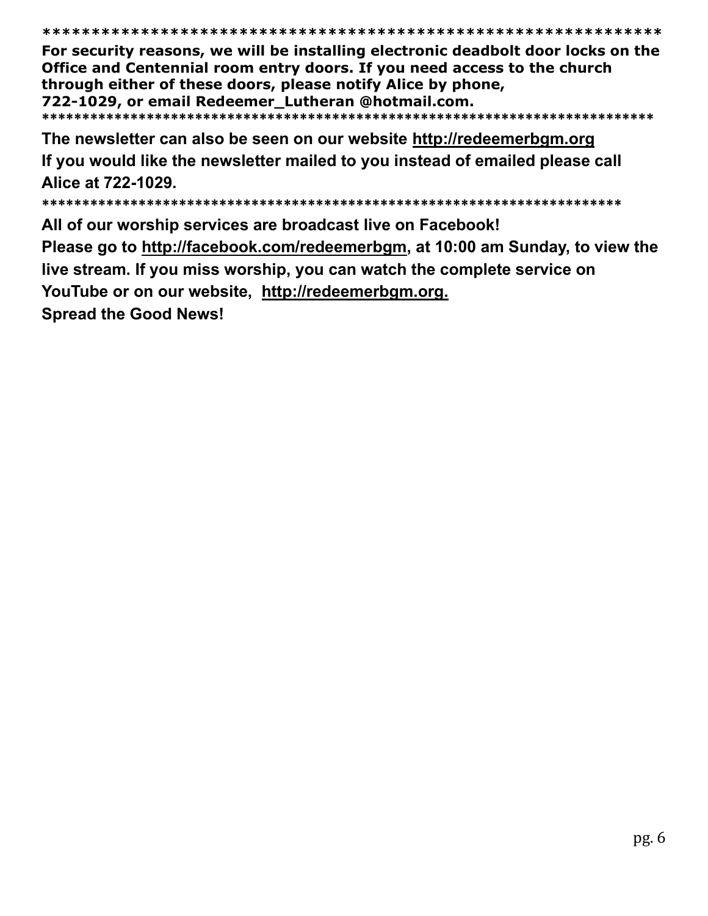***************************************************************

**For security reasons, we will be installing electronic deadbolt door locks on the Office and Centennial room entry doors. If you need access to the church through either of these doors, please notify Alice by phone, 722-1029, or email Redeemer_Lutheran @hotmail.com.**

****************************************************************************

**The newsletter can also be seen on our website http://redeemerbgm.org**
**If you would like the newsletter mailed to you instead of emailed please call Alice at 722-1029.**

*********************************************************************

**All of our worship services are broadcast live on Facebook!**
**Please go to http://facebook.com/redeemerbgm, at 10:00 am Sunday, to view the live stream. If you miss worship, you can watch the complete service on YouTube or on our website, http://redeemerbgm.org.**
**Spread the Good News!**